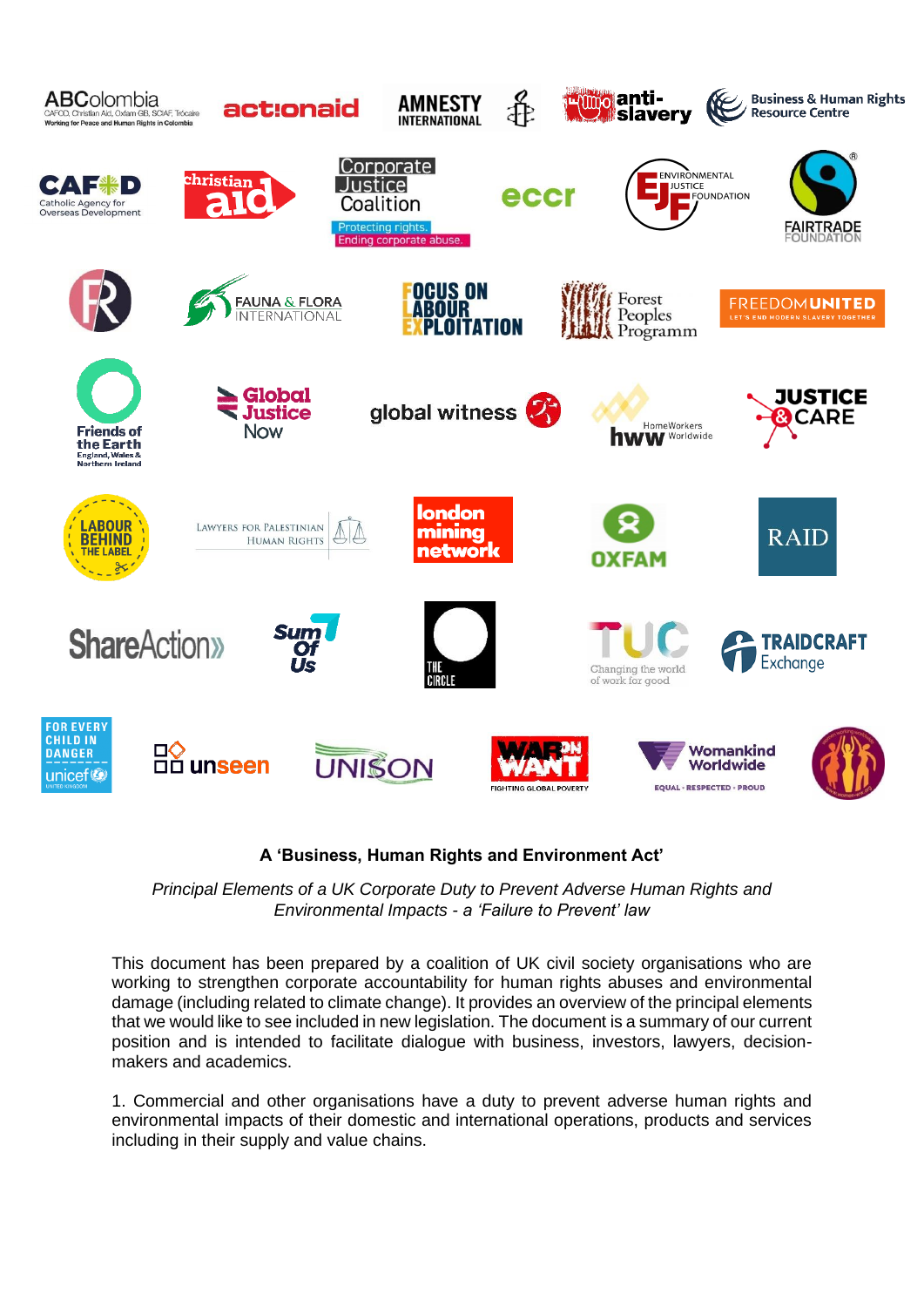ABColombia
CAFOD, Christian Aid, Oxfam GB, SCIAF, Trócaire
Working for Peace and Human Rights in Colombia

actionaid

AMNESTY INTERNATIONAL

anti-slavery

Business & Human Rights Resource Centre

CAFOD
Catholic Agency for Overseas Development

christian aid

Corporate Justice Coalition
Protecting rights. Ending corporate abuse.

eccr

ENVIRONMENTAL JUSTICE FOUNDATION

FAIRTRADE FOUNDATION

FAUNA & FLORA INTERNATIONAL

FOCUS ON LABOUR EXPLOITATION

Forest Peoples Programme

FREEDOMUNITED
LET'S END MODERN SLAVERY TOGETHER

Friends of the Earth
England, Wales & Northern Ireland

Global Justice Now

global witness

HomeWorkers Worldwide

JUSTICE & CARE

LABOUR BEHIND THE LABEL

LAWYERS FOR PALESTINIAN HUMAN RIGHTS

london mining network

OXFAM

RAID

ShareAction

Sum Of Us

THE CIRCLE

TUC
Changing the world of work for good

TRAIDCRAFT Exchange

FOR EVERY CHILD IN DANGER
unicef
UNITED KINGDOM

unseen

UNISON

WAR ON WANT
FIGHTING GLOBAL POVERTY

Womankind Worldwide
EQUAL • RESPECTED • PROUD

**A 'Business, Human Rights and Environment Act'**

*Principal Elements of a UK Corporate Duty to Prevent Adverse Human Rights and Environmental Impacts - a 'Failure to Prevent' law*

This document has been prepared by a coalition of UK civil society organisations who are working to strengthen corporate accountability for human rights abuses and environmental damage (including related to climate change). It provides an overview of the principal elements that we would like to see included in new legislation. The document is a summary of our current position and is intended to facilitate dialogue with business, investors, lawyers, decision-makers and academics.

1. Commercial and other organisations have a duty to prevent adverse human rights and environmental impacts of their domestic and international operations, products and services including in their supply and value chains.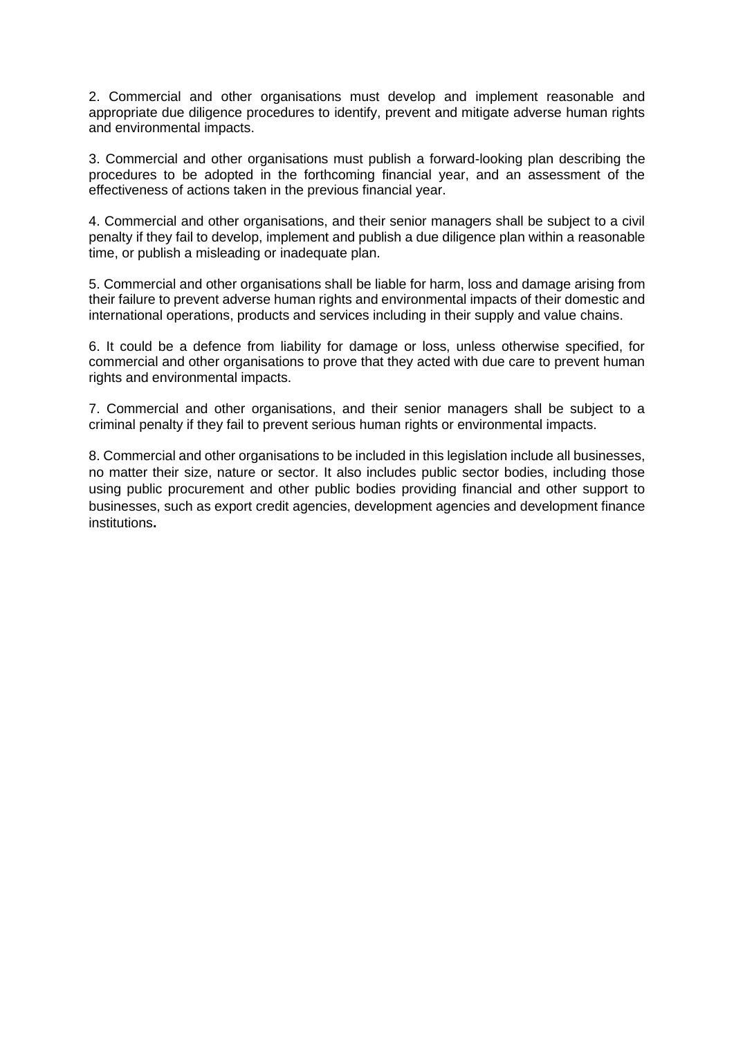2. Commercial and other organisations must develop and implement reasonable and appropriate due diligence procedures to identify, prevent and mitigate adverse human rights and environmental impacts.

3. Commercial and other organisations must publish a forward-looking plan describing the procedures to be adopted in the forthcoming financial year, and an assessment of the effectiveness of actions taken in the previous financial year.

4. Commercial and other organisations, and their senior managers shall be subject to a civil penalty if they fail to develop, implement and publish a due diligence plan within a reasonable time, or publish a misleading or inadequate plan.

5. Commercial and other organisations shall be liable for harm, loss and damage arising from their failure to prevent adverse human rights and environmental impacts of their domestic and international operations, products and services including in their supply and value chains.

6. It could be a defence from liability for damage or loss, unless otherwise specified, for commercial and other organisations to prove that they acted with due care to prevent human rights and environmental impacts.

7. Commercial and other organisations, and their senior managers shall be subject to a criminal penalty if they fail to prevent serious human rights or environmental impacts.

8. Commercial and other organisations to be included in this legislation include all businesses, no matter their size, nature or sector. It also includes public sector bodies, including those using public procurement and other public bodies providing financial and other support to businesses, such as export credit agencies, development agencies and development finance institutions.